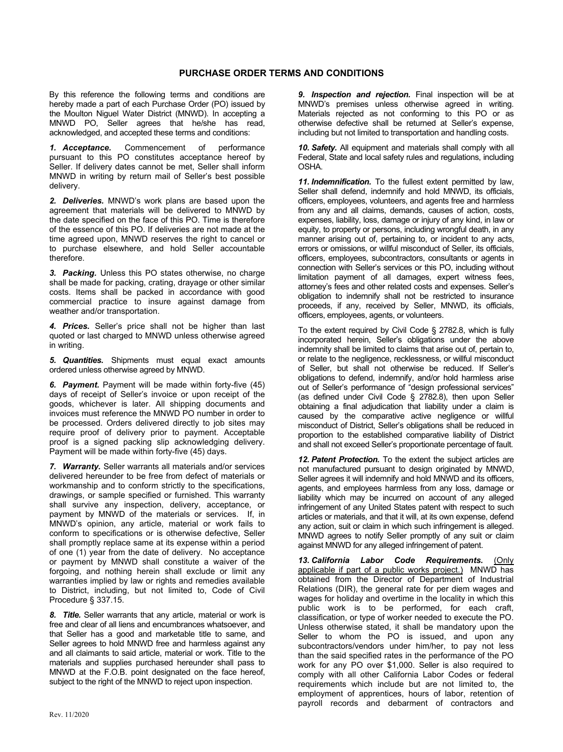# PURCHASE ORDER TERMS AND CONDITIONS

By this reference the following terms and conditions are hereby made a part of each Purchase Order (PO) issued by the Moulton Niguel Water District (MNWD). In accepting a MNWD PO, Seller agrees that he/she has read, acknowledged, and accepted these terms and conditions:

***1. Acceptance.*** Commencement of performance pursuant to this PO constitutes acceptance hereof by Seller. If delivery dates cannot be met, Seller shall inform MNWD in writing by return mail of Seller's best possible delivery.

***2. Deliveries.*** MNWD's work plans are based upon the agreement that materials will be delivered to MNWD by the date specified on the face of this PO. Time is therefore of the essence of this PO. If deliveries are not made at the time agreed upon, MNWD reserves the right to cancel or to purchase elsewhere, and hold Seller accountable therefore.

***3. Packing.*** Unless this PO states otherwise, no charge shall be made for packing, crating, drayage or other similar costs. Items shall be packed in accordance with good commercial practice to insure against damage from weather and/or transportation.

***4. Prices.*** Seller's price shall not be higher than last quoted or last charged to MNWD unless otherwise agreed in writing.

***5. Quantities.*** Shipments must equal exact amounts ordered unless otherwise agreed by MNWD.

***6. Payment.*** Payment will be made within forty-five (45) days of receipt of Seller's invoice or upon receipt of the goods, whichever is later. All shipping documents and invoices must reference the MNWD PO number in order to be processed. Orders delivered directly to job sites may require proof of delivery prior to payment. Acceptable proof is a signed packing slip acknowledging delivery. Payment will be made within forty-five (45) days.

***7. Warranty.*** Seller warrants all materials and/or services delivered hereunder to be free from defect of materials or workmanship and to conform strictly to the specifications, drawings, or sample specified or furnished. This warranty shall survive any inspection, delivery, acceptance, or payment by MNWD of the materials or services. If, in MNWD's opinion, any article, material or work fails to conform to specifications or is otherwise defective, Seller shall promptly replace same at its expense within a period of one (1) year from the date of delivery. No acceptance or payment by MNWD shall constitute a waiver of the forgoing, and nothing herein shall exclude or limit any warranties implied by law or rights and remedies available to District, including, but not limited to, Code of Civil Procedure § 337.15.

***8. Title.*** Seller warrants that any article, material or work is free and clear of all liens and encumbrances whatsoever, and that Seller has a good and marketable title to same, and Seller agrees to hold MNWD free and harmless against any and all claimants to said article, material or work. Title to the materials and supplies purchased hereunder shall pass to MNWD at the F.O.B. point designated on the face hereof, subject to the right of the MNWD to reject upon inspection.

***9. Inspection and rejection.*** Final inspection will be at MNWD's premises unless otherwise agreed in writing. Materials rejected as not conforming to this PO or as otherwise defective shall be returned at Seller's expense, including but not limited to transportation and handling costs.

***10. Safety.*** All equipment and materials shall comply with all Federal, State and local safety rules and regulations, including OSHA.

***11. Indemnification.*** To the fullest extent permitted by law, Seller shall defend, indemnify and hold MNWD, its officials, officers, employees, volunteers, and agents free and harmless from any and all claims, demands, causes of action, costs, expenses, liability, loss, damage or injury of any kind, in law or equity, to property or persons, including wrongful death, in any manner arising out of, pertaining to, or incident to any acts, errors or omissions, or willful misconduct of Seller, its officials, officers, employees, subcontractors, consultants or agents in connection with Seller's services or this PO, including without limitation payment of all damages, expert witness fees, attorney's fees and other related costs and expenses. Seller's obligation to indemnify shall not be restricted to insurance proceeds, if any, received by Seller, MNWD, its officials, officers, employees, agents, or volunteers.

To the extent required by Civil Code § 2782.8, which is fully incorporated herein, Seller's obligations under the above indemnity shall be limited to claims that arise out of, pertain to, or relate to the negligence, recklessness, or willful misconduct of Seller, but shall not otherwise be reduced. If Seller's obligations to defend, indemnify, and/or hold harmless arise out of Seller's performance of "design professional services" (as defined under Civil Code § 2782.8), then upon Seller obtaining a final adjudication that liability under a claim is caused by the comparative active negligence or willful misconduct of District, Seller's obligations shall be reduced in proportion to the established comparative liability of District and shall not exceed Seller's proportionate percentage of fault.

***12. Patent Protection.*** To the extent the subject articles are not manufactured pursuant to design originated by MNWD, Seller agrees it will indemnify and hold MNWD and its officers, agents, and employees harmless from any loss, damage or liability which may be incurred on account of any alleged infringement of any United States patent with respect to such articles or materials, and that it will, at its own expense, defend any action, suit or claim in which such infringement is alleged. MNWD agrees to notify Seller promptly of any suit or claim against MNWD for any alleged infringement of patent.

***13. California Labor Code Requirements.*** (Only applicable if part of a public works project.) MNWD has obtained from the Director of Department of Industrial Relations (DIR), the general rate for per diem wages and wages for holiday and overtime in the locality in which this public work is to be performed, for each craft, classification, or type of worker needed to execute the PO. Unless otherwise stated, it shall be mandatory upon the Seller to whom the PO is issued, and upon any subcontractors/vendors under him/her, to pay not less than the said specified rates in the performance of the PO work for any PO over $1,000. Seller is also required to comply with all other California Labor Codes or federal requirements which include but are not limited to, the employment of apprentices, hours of labor, retention of payroll records and debarment of contractors and

Rev. 11/2020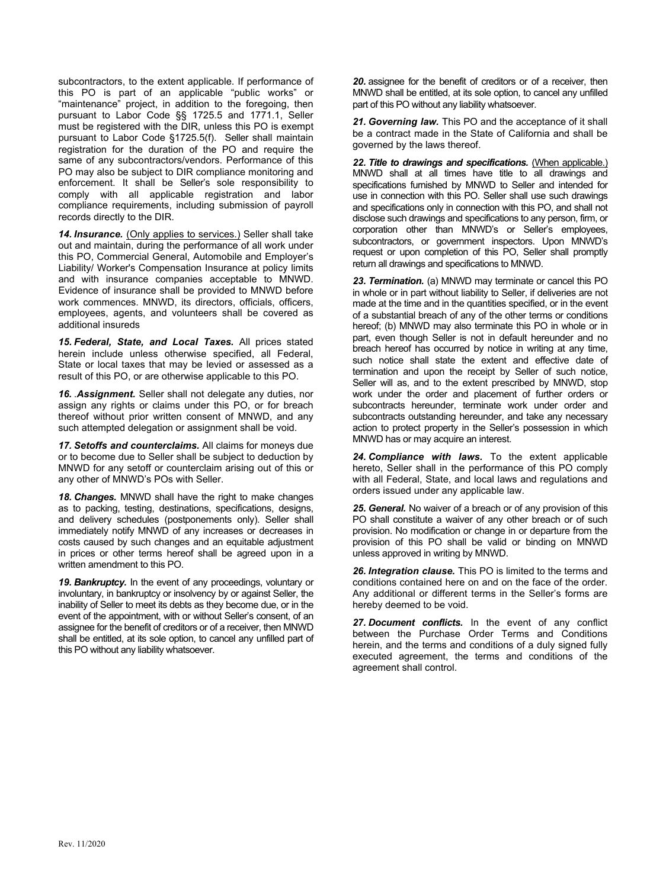subcontractors, to the extent applicable. If performance of this PO is part of an applicable "public works" or "maintenance" project, in addition to the foregoing, then pursuant to Labor Code §§ 1725.5 and 1771.1, Seller must be registered with the DIR, unless this PO is exempt pursuant to Labor Code §1725.5(f). Seller shall maintain registration for the duration of the PO and require the same of any subcontractors/vendors. Performance of this PO may also be subject to DIR compliance monitoring and enforcement. It shall be Seller's sole responsibility to comply with all applicable registration and labor compliance requirements, including submission of payroll records directly to the DIR.

***14. Insurance.*** Only applies to services. Seller shall take out and maintain, during the performance of all work under this PO, Commercial General, Automobile and Employer's Liability/ Worker's Compensation Insurance at policy limits and with insurance companies acceptable to MNWD. Evidence of insurance shall be provided to MNWD before work commences. MNWD, its directors, officials, officers, employees, agents, and volunteers shall be covered as additional insureds

***15. Federal, State, and Local Taxes.*** All prices stated herein include unless otherwise specified, all Federal, State or local taxes that may be levied or assessed as a result of this PO, or are otherwise applicable to this PO.

***16. .Assignment.*** Seller shall not delegate any duties, nor assign any rights or claims under this PO, or for breach thereof without prior written consent of MNWD, and any such attempted delegation or assignment shall be void.

***17. Setoffs and counterclaims.*** All claims for moneys due or to become due to Seller shall be subject to deduction by MNWD for any setoff or counterclaim arising out of this or any other of MNWD's POs with Seller.

***18. Changes.*** MNWD shall have the right to make changes as to packing, testing, destinations, specifications, designs, and delivery schedules (postponements only). Seller shall immediately notify MNWD of any increases or decreases in costs caused by such changes and an equitable adjustment in prices or other terms hereof shall be agreed upon in a written amendment to this PO.

***19. Bankruptcy.*** In the event of any proceedings, voluntary or involuntary, in bankruptcy or insolvency by or against Seller, the inability of Seller to meet its debts as they become due, or in the event of the appointment, with or without Seller's consent, of an assignee for the benefit of creditors or of a receiver, then MNWD shall be entitled, at its sole option, to cancel any unfilled part of this PO without any liability whatsoever.

***20.*** assignee for the benefit of creditors or of a receiver, then MNWD shall be entitled, at its sole option, to cancel any unfilled part of this PO without any liability whatsoever.

***21. Governing law.*** This PO and the acceptance of it shall be a contract made in the State of California and shall be governed by the laws thereof.

***22. Title to drawings and specifications.*** (When applicable.) MNWD shall at all times have title to all drawings and specifications furnished by MNWD to Seller and intended for use in connection with this PO. Seller shall use such drawings and specifications only in connection with this PO, and shall not disclose such drawings and specifications to any person, firm, or corporation other than MNWD's or Seller's employees, subcontractors, or government inspectors. Upon MNWD's request or upon completion of this PO, Seller shall promptly return all drawings and specifications to MNWD.

***23. Termination.*** (a) MNWD may terminate or cancel this PO in whole or in part without liability to Seller, if deliveries are not made at the time and in the quantities specified, or in the event of a substantial breach of any of the other terms or conditions hereof; (b) MNWD may also terminate this PO in whole or in part, even though Seller is not in default hereunder and no breach hereof has occurred by notice in writing at any time, such notice shall state the extent and effective date of termination and upon the receipt by Seller of such notice, Seller will as, and to the extent prescribed by MNWD, stop work under the order and placement of further orders or subcontracts hereunder, terminate work under order and subcontracts outstanding hereunder, and take any necessary action to protect property in the Seller's possession in which MNWD has or may acquire an interest.

***24. Compliance with laws.*** To the extent applicable hereto, Seller shall in the performance of this PO comply with all Federal, State, and local laws and regulations and orders issued under any applicable law.

***25. General.*** No waiver of a breach or of any provision of this PO shall constitute a waiver of any other breach or of such provision. No modification or change in or departure from the provision of this PO shall be valid or binding on MNWD unless approved in writing by MNWD.

***26. Integration clause.*** This PO is limited to the terms and conditions contained here on and on the face of the order. Any additional or different terms in the Seller's forms are hereby deemed to be void.

***27. Document conflicts.*** In the event of any conflict between the Purchase Order Terms and Conditions herein, and the terms and conditions of a duly signed fully executed agreement, the terms and conditions of the agreement shall control.

Rev. 11/2020